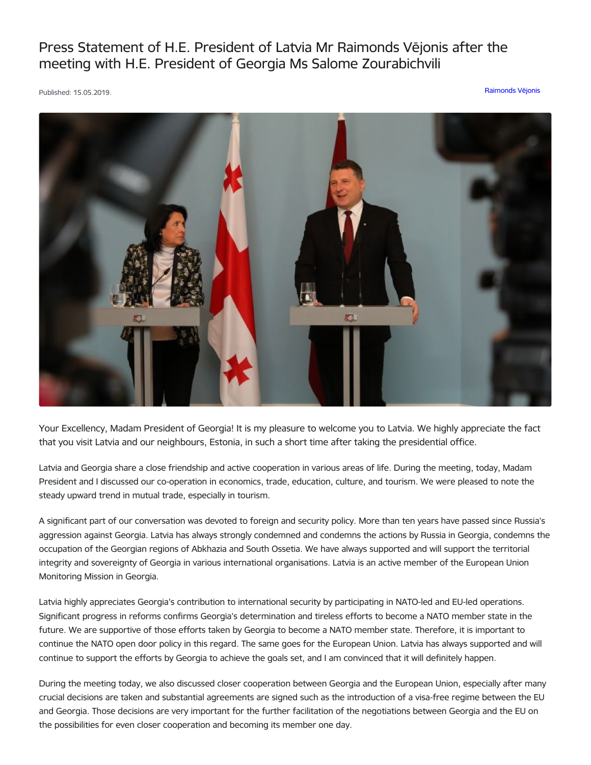# Press Statement of H.E. President of Latvia Mr Raimonds Vējonis after the meeting with H.E. President of Georgia Ms Salome Zourabichvili

Published: 15.05.2019.

Raimonds Vējonis

Your Excellency, Madam President of Georgia! It is my pleasure to welcome you to Latvia. We highly appreciate the fact that you visit Latvia and our neighbours, Estonia, in such a short time after taking the presidential office.

Latvia and Georgia share a close friendship and active cooperation in various areas of life. During the meeting, today, Madam President and I discussed our co-operation in economics, trade, education, culture, and tourism. We were pleased to note the steady upward trend in mutual trade, especially in tourism.

A significant part of our conversation was devoted to foreign and security policy. More than ten years have passed since Russia's aggression against Georgia. Latvia has always strongly condemned and condemns the actions by Russia in Georgia, condemns the occupation of the Georgian regions of Abkhazia and South Ossetia. We have always supported and will support the territorial integrity and sovereignty of Georgia in various international organisations. Latvia is an active member of the European Union Monitoring Mission in Georgia.

Latvia highly appreciates Georgia's contribution to international security by participating in NATO-led and EU-led operations. Significant progress in reforms confirms Georgia's determination and tireless efforts to become a NATO member state in the future. We are supportive of those efforts taken by Georgia to become a NATO member state. Therefore, it is important to continue the NATO open door policy in this regard. The same goes for the European Union. Latvia has always supported and will continue to support the efforts by Georgia to achieve the goals set, and I am convinced that it will definitely happen.

During the meeting today, we also discussed closer cooperation between Georgia and the European Union, especially after many crucial decisions are taken and substantial agreements are signed such as the introduction of a visa-free regime between the EU and Georgia. Those decisions are very important for the further facilitation of the negotiations between Georgia and the EU on the possibilities for even closer cooperation and becoming its member one day.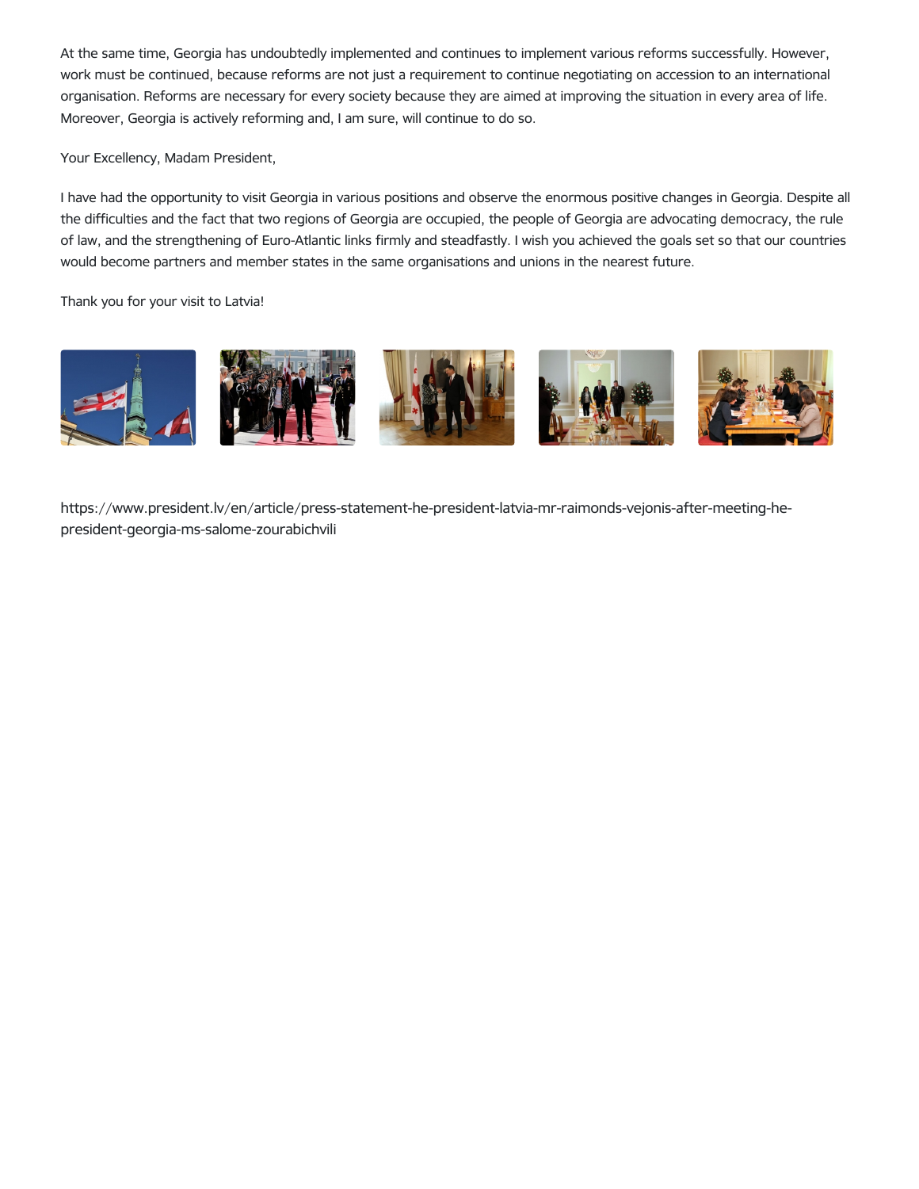At the same time, Georgia has undoubtedly implemented and continues to implement various reforms successfully. However, work must be continued, because reforms are not just a requirement to continue negotiating on accession to an international organisation. Reforms are necessary for every society because they are aimed at improving the situation in every area of life. Moreover, Georgia is actively reforming and, I am sure, will continue to do so.

Your Excellency, Madam President,

I have had the opportunity to visit Georgia in various positions and observe the enormous positive changes in Georgia. Despite all the difficulties and the fact that two regions of Georgia are occupied, the people of Georgia are advocating democracy, the rule of law, and the strengthening of Euro-Atlantic links firmly and steadfastly. I wish you achieved the goals set so that our countries would become partners and member states in the same organisations and unions in the nearest future.

Thank you for your visit to Latvia!

https://www.president.lv/en/article/press-statement-he-president-latvia-mr-raimonds-vejonis-after-meeting-he-president-georgia-ms-salome-zourabichvili